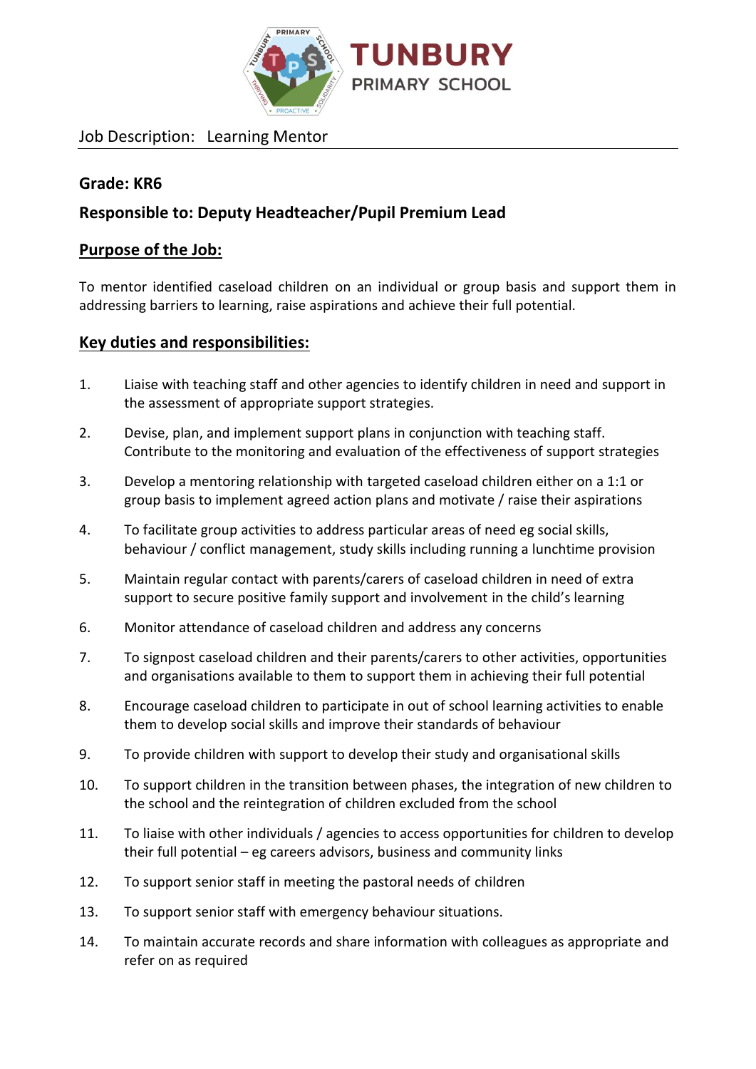# TUNBURY PRIMARY SCHOOL

Job Description: Learning Mentor

**Grade: KR6**

**Responsible to: Deputy Headteacher/Pupil Premium Lead**

## Purpose of the Job:

To mentor identified caseload children on an individual or group basis and support them in addressing barriers to learning, raise aspirations and achieve their full potential.

## Key duties and responsibilities:

1. Liaise with teaching staff and other agencies to identify children in need and support in the assessment of appropriate support strategies.
2. Devise, plan, and implement support plans in conjunction with teaching staff. Contribute to the monitoring and evaluation of the effectiveness of support strategies
3. Develop a mentoring relationship with targeted caseload children either on a 1:1 or group basis to implement agreed action plans and motivate / raise their aspirations
4. To facilitate group activities to address particular areas of need eg social skills, behaviour / conflict management, study skills including running a lunchtime provision
5. Maintain regular contact with parents/carers of caseload children in need of extra support to secure positive family support and involvement in the child's learning
6. Monitor attendance of caseload children and address any concerns
7. To signpost caseload children and their parents/carers to other activities, opportunities and organisations available to them to support them in achieving their full potential
8. Encourage caseload children to participate in out of school learning activities to enable them to develop social skills and improve their standards of behaviour
9. To provide children with support to develop their study and organisational skills
10. To support children in the transition between phases, the integration of new children to the school and the reintegration of children excluded from the school
11. To liaise with other individuals / agencies to access opportunities for children to develop their full potential – eg careers advisors, business and community links
12. To support senior staff in meeting the pastoral needs of children
13. To support senior staff with emergency behaviour situations.
14. To maintain accurate records and share information with colleagues as appropriate and refer on as required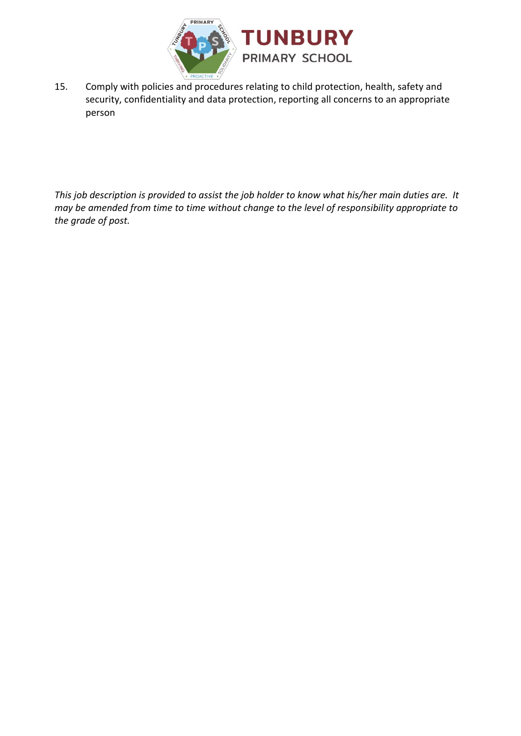15. Comply with policies and procedures relating to child protection, health, safety and security, confidentiality and data protection, reporting all concerns to an appropriate person

*This job description is provided to assist the job holder to know what his/her main duties are. It may be amended from time to time without change to the level of responsibility appropriate to the grade of post.*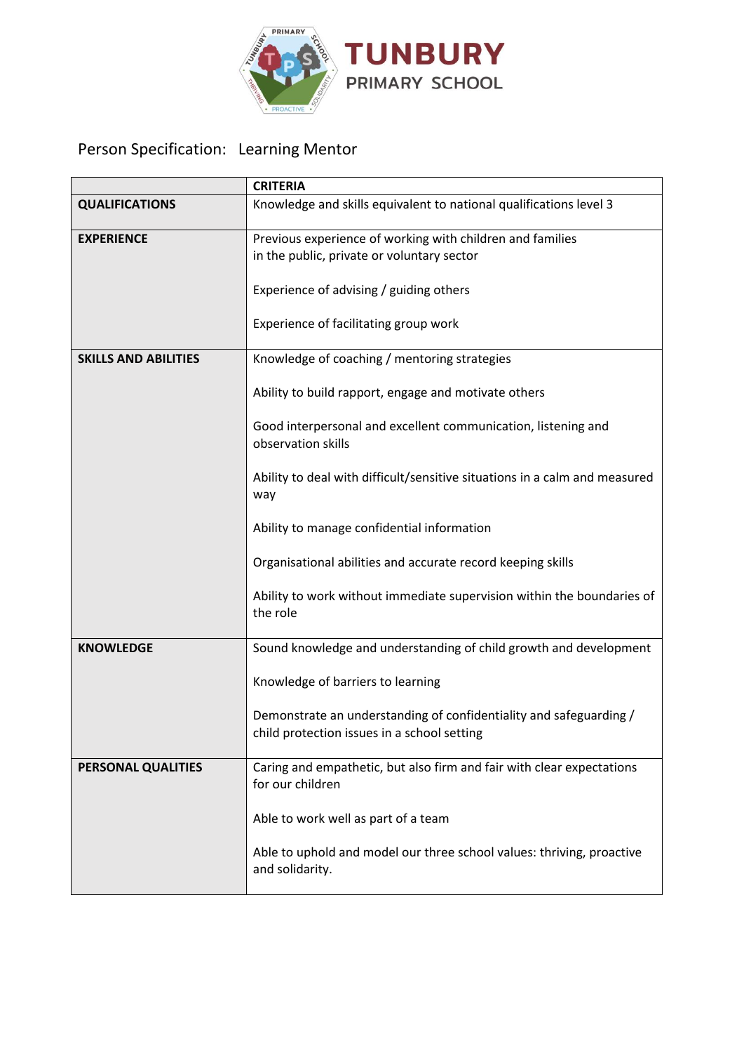# TUNBURY PRIMARY SCHOOL

## Person Specification: Learning Mentor

| | CRITERIA |
|---|---|
| **QUALIFICATIONS** | Knowledge and skills equivalent to national qualifications level 3 |
| **EXPERIENCE** | Previous experience of working with children and families in the public, private or voluntary sector<br><br>Experience of advising / guiding others<br><br>Experience of facilitating group work |
| **SKILLS AND ABILITIES** | Knowledge of coaching / mentoring strategies<br><br>Ability to build rapport, engage and motivate others<br><br>Good interpersonal and excellent communication, listening and observation skills<br><br>Ability to deal with difficult/sensitive situations in a calm and measured way<br><br>Ability to manage confidential information<br><br>Organisational abilities and accurate record keeping skills<br><br>Ability to work without immediate supervision within the boundaries of the role |
| **KNOWLEDGE** | Sound knowledge and understanding of child growth and development<br><br>Knowledge of barriers to learning<br><br>Demonstrate an understanding of confidentiality and safeguarding / child protection issues in a school setting |
| **PERSONAL QUALITIES** | Caring and empathetic, but also firm and fair with clear expectations for our children<br><br>Able to work well as part of a team<br><br>Able to uphold and model our three school values: thriving, proactive and solidarity. |